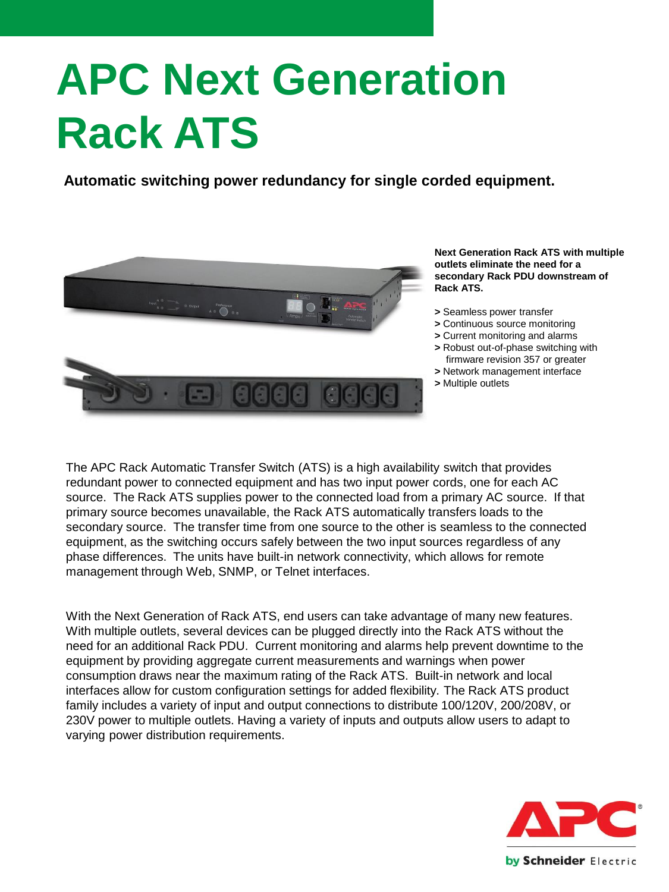# APC Next Generation Rack ATS

**Automatic switching power redundancy for single corded equipment.**

**Next Generation Rack ATS with multiple outlets eliminate the need for a secondary Rack PDU downstream of Rack ATS.**

- Seamless power transfer
- Continuous source monitoring
- Current monitoring and alarms
- Robust out-of-phase switching with firmware revision 357 or greater
- Network management interface
- Multiple outlets

The APC Rack Automatic Transfer Switch (ATS) is a high availability switch that provides redundant power to connected equipment and has two input power cords, one for each AC source. The Rack ATS supplies power to the connected load from a primary AC source. If that primary source becomes unavailable, the Rack ATS automatically transfers loads to the secondary source. The transfer time from one source to the other is seamless to the connected equipment, as the switching occurs safely between the two input sources regardless of any phase differences. The units have built-in network connectivity, which allows for remote management through Web, SNMP, or Telnet interfaces.

With the Next Generation of Rack ATS, end users can take advantage of many new features. With multiple outlets, several devices can be plugged directly into the Rack ATS without the need for an additional Rack PDU. Current monitoring and alarms help prevent downtime to the equipment by providing aggregate current measurements and warnings when power consumption draws near the maximum rating of the Rack ATS. Built-in network and local interfaces allow for custom configuration settings for added flexibility. The Rack ATS product family includes a variety of input and output connections to distribute 100/120V, 200/208V, or 230V power to multiple outlets. Having a variety of inputs and outputs allow users to adapt to varying power distribution requirements.

APC by Schneider Electric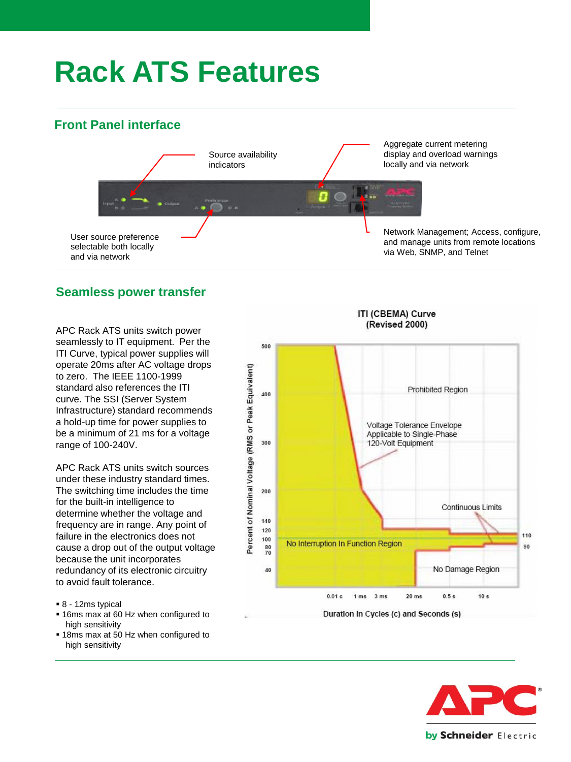# Rack ATS Features

## Front Panel interface

Source availability indicators

Aggregate current metering display and overload warnings locally and via network

User source preference selectable both locally and via network

Network Management; Access, configure, and manage units from remote locations via Web, SNMP, and Telnet

## Seamless power transfer

APC Rack ATS units switch power seamlessly to IT equipment. Per the ITI Curve, typical power supplies will operate 20ms after AC voltage drops to zero. The IEEE 1100-1999 standard also references the ITI curve. The SSI (Server System Infrastructure) standard recommends a hold-up time for power supplies to be a minimum of 21 ms for a voltage range of 100-240V.

APC Rack ATS units switch sources under these industry standard times. The switching time includes the time for the built-in intelligence to determine whether the voltage and frequency are in range. Any point of failure in the electronics does not cause a drop out of the output voltage because the unit incorporates redundancy of its electronic circuitry to avoid fault tolerance.

- 8 - 12ms typical
- 16ms max at 60 Hz when configured to high sensitivity
- 18ms max at 50 Hz when configured to high sensitivity

ITI (CBEMA) Curve (Revised 2000)

Prohibited Region

Voltage Tolerance Envelope Applicable to Single-Phase 120-Volt Equipment

Continuous Limits

No Interruption In Function Region

No Damage Region

Percent of Nominal Voltage (RMS or Peak Equivalent)

500, 400, 300, 200, 140, 120, 100, 80, 70, 40, 110, 90

0.01 c, 1 ms, 3 ms, 20 ms, 0.5 s, 10 s

Duration In Cycles (c) and Seconds (s)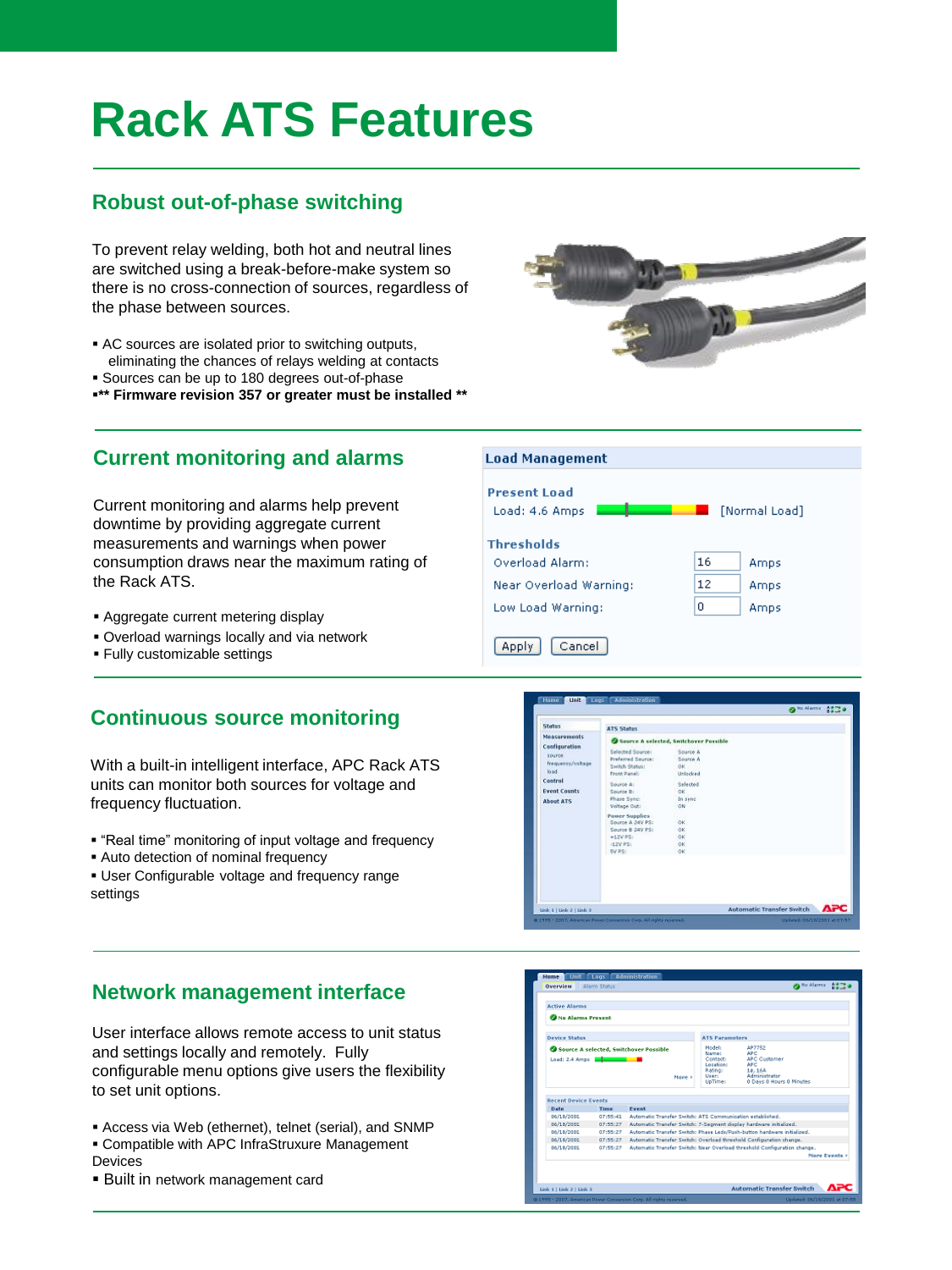# Rack ATS Features

## Robust out-of-phase switching

To prevent relay welding, both hot and neutral lines are switched using a break-before-make system so there is no cross-connection of sources, regardless of the phase between sources.

- AC sources are isolated prior to switching outputs, eliminating the chances of relays welding at contacts
- Sources can be up to 180 degrees out-of-phase
- **** Firmware revision 357 or greater must be installed ****

## Current monitoring and alarms

Current monitoring and alarms help prevent downtime by providing aggregate current measurements and warnings when power consumption draws near the maximum rating of the Rack ATS.

- Aggregate current metering display
- Overload warnings locally and via network
- Fully customizable settings

**Load Management**

**Present Load**

Load: 4.6 Amps [Normal Load]

**Thresholds**

| | | |
|---|---|---|
| Overload Alarm: | 16 | Amps |
| Near Overload Warning: | 12 | Amps |
| Low Load Warning: | 0 | Amps |

Apply Cancel

## Continuous source monitoring

With a built-in intelligent interface, APC Rack ATS units can monitor both sources for voltage and frequency fluctuation.

- "Real time" monitoring of input voltage and frequency
- Auto detection of nominal frequency
- User Configurable voltage and frequency range settings

## Network management interface

User interface allows remote access to unit status and settings locally and remotely. Fully configurable menu options give users the flexibility to set unit options.

- Access via Web (ethernet), telnet (serial), and SNMP
- Compatible with APC InfraStruxure Management Devices
- Built in network management card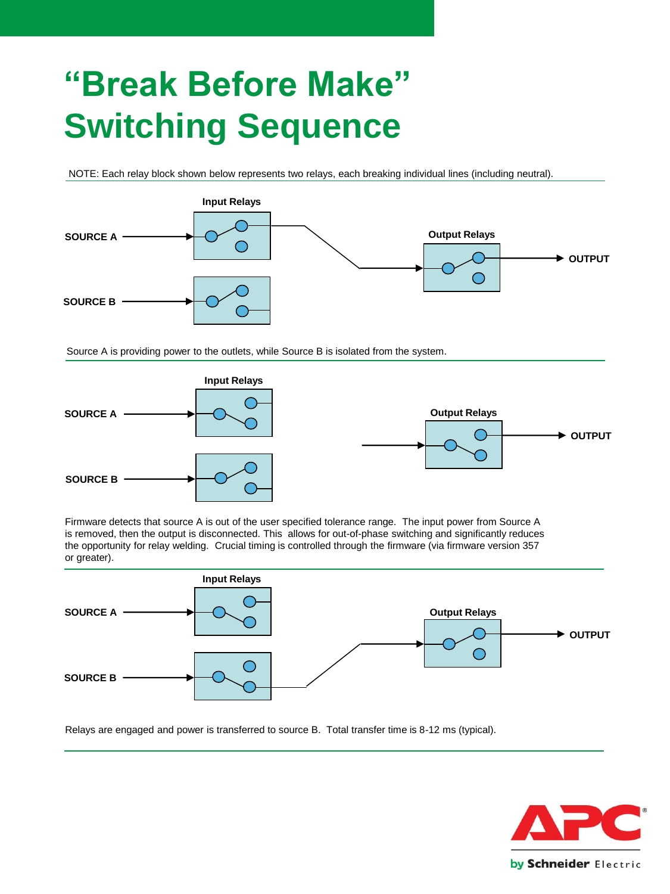# "Break Before Make" Switching Sequence

NOTE: Each relay block shown below represents two relays, each breaking individual lines (including neutral).

Input Relays

SOURCE A

SOURCE B

Output Relays

OUTPUT

Source A is providing power to the outlets, while Source B is isolated from the system.

Input Relays

SOURCE A

SOURCE B

Output Relays

OUTPUT

Firmware detects that source A is out of the user specified tolerance range. The input power from Source A is removed, then the output is disconnected. This allows for out-of-phase switching and significantly reduces the opportunity for relay welding. Crucial timing is controlled through the firmware (via firmware version 357 or greater).

Input Relays

SOURCE A

SOURCE B

Output Relays

OUTPUT

Relays are engaged and power is transferred to source B. Total transfer time is 8-12 ms (typical).

APC by Schneider Electric